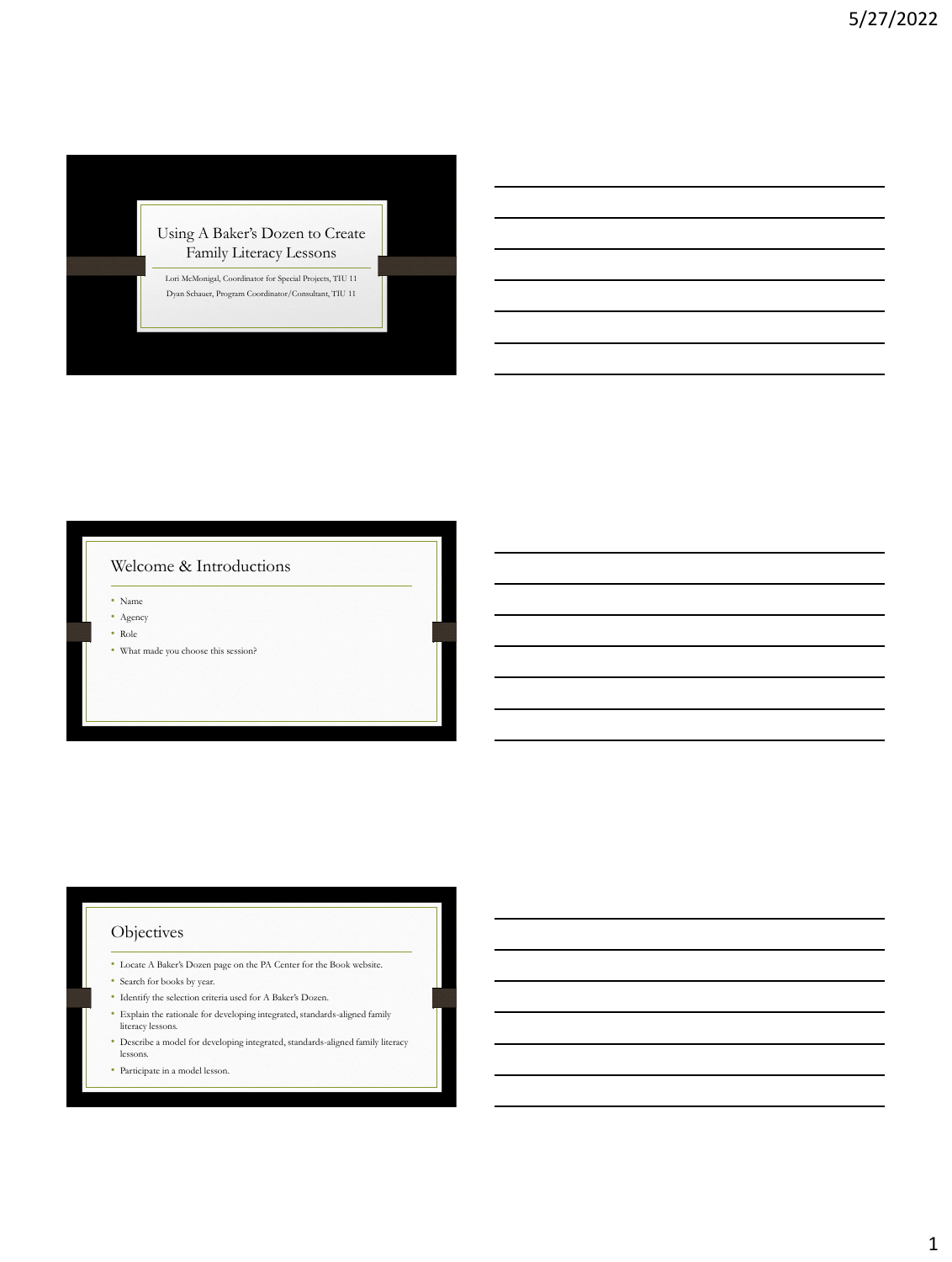# Using A Baker's Dozen to Create Family Literacy Lessons

Lori McMonigal, Coordinator for Special Projects, TIU 11

Dyan Schauer, Program Coordinator/Consultant, TIU 11

## Welcome & Introductions

- Name
- Agency
- Role
- What made you choose this session?

## Objectives

- Locate A Baker's Dozen page on the PA Center for the Book website.
- Search for books by year.
- Identify the selection criteria used for A Baker's Dozen.
- Explain the rationale for developing integrated, standards-aligned family literacy lessons.
- Describe a model for developing integrated, standards-aligned family literacy lessons.
- Participate in a model lesson.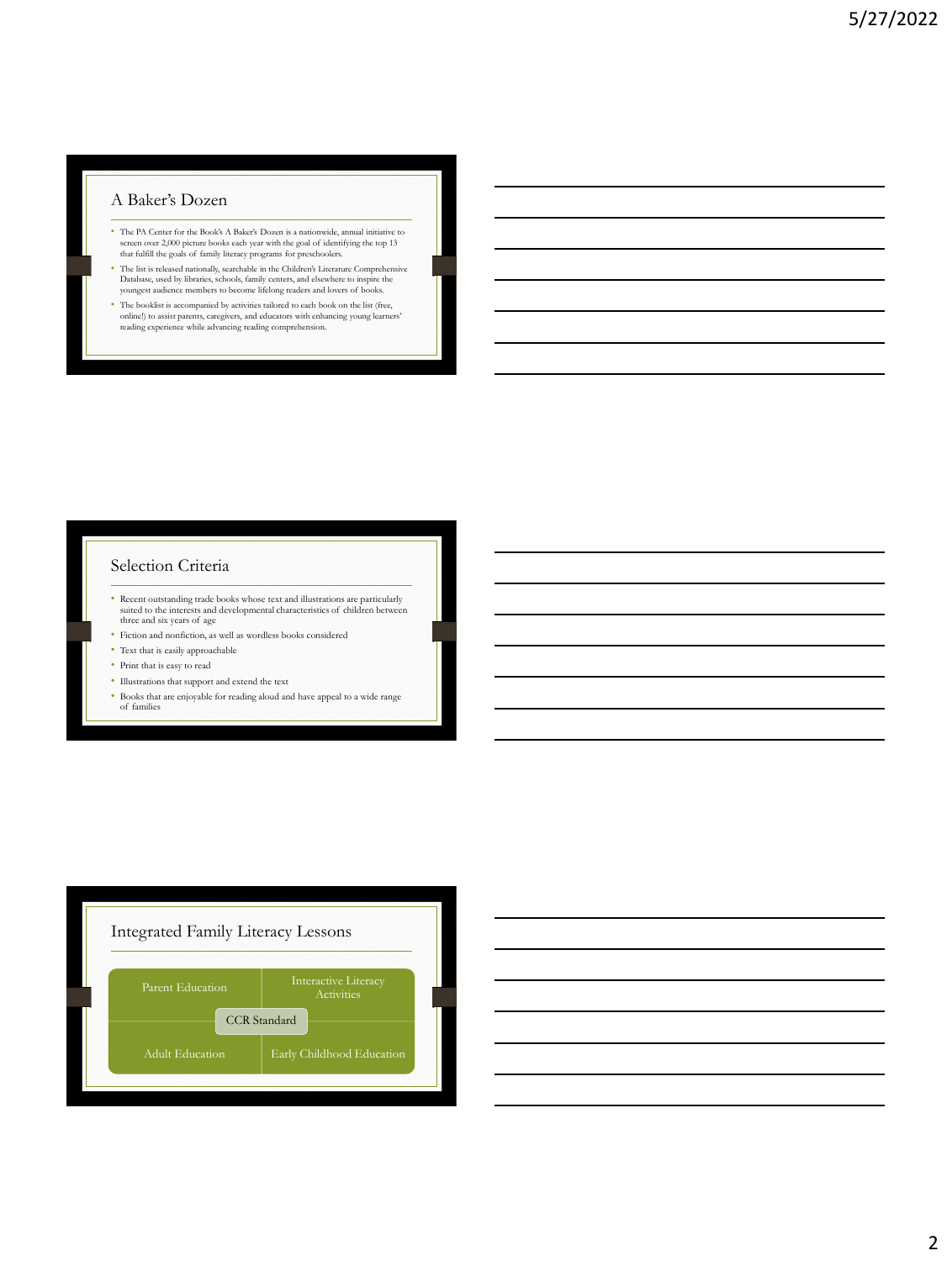## A Baker's Dozen

- The PA Center for the Book's A Baker's Dozen is a nationwide, annual initiative to screen over 2,000 picture books each year with the goal of identifying the top 13 that fulfill the goals of family literacy programs for preschoolers.
- The list is released nationally, searchable in the Children's Literature Comprehensive Database, used by libraries, schools, family centers, and elsewhere to inspire the youngest audience members to become lifelong readers and lovers of books.
- The booklist is accompanied by activities tailored to each book on the list (free, online!) to assist parents, caregivers, and educators with enhancing young learners' reading experience while advancing reading comprehension.

## Selection Criteria

- Recent outstanding trade books whose text and illustrations are particularly suited to the interests and developmental characteristics of children between three and six years of age
- Fiction and nonfiction, as well as wordless books considered
- Text that is easily approachable
- Print that is easy to read
- Illustrations that support and extend the text
- Books that are enjoyable for reading aloud and have appeal to a wide range of families

## Integrated Family Literacy Lessons

| Parent Education | Interactive Literacy Activities |
| --- | --- |
| Adult Education | Early Childhood Education |

CCR Standard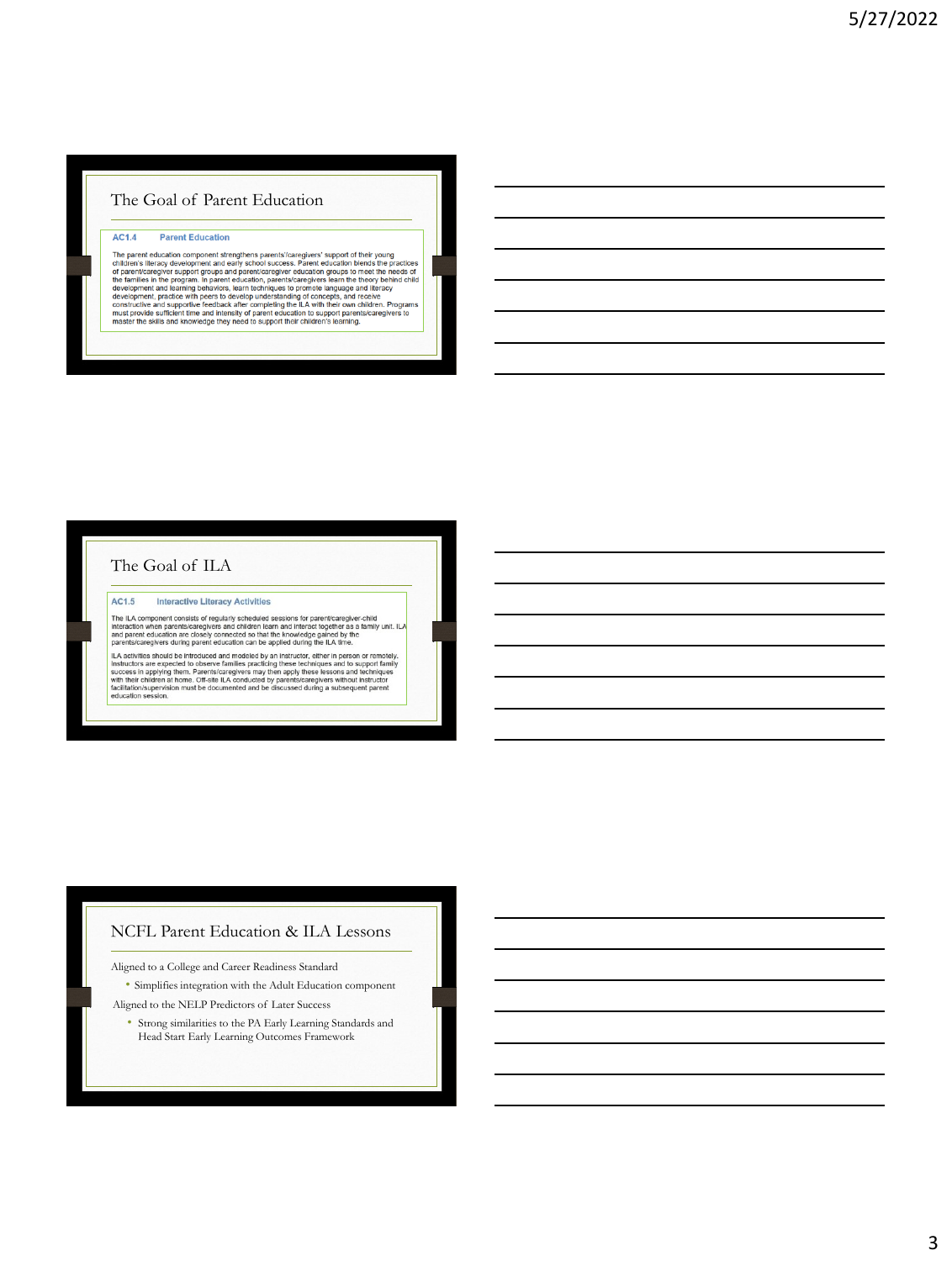## The Goal of Parent Education

**AC1.4 Parent Education**

The parent education component strengthens parents'/caregivers' support of their young children's literacy development and early school success. Parent education blends the practices of parent/caregiver support groups and parent/caregiver education groups to meet the needs of the families in the program. In parent education, parents/caregivers learn the theory behind child development and learning behaviors, learn techniques to promote language and literacy development, practice with peers to develop understanding of concepts, and receive constructive and supportive feedback after completing the ILA with their own children. Programs must provide sufficient time and intensity of parent education to support parents/caregivers to master the skills and knowledge they need to support their children's learning.

## The Goal of ILA

**AC1.5 Interactive Literacy Activities**

The ILA component consists of regularly scheduled sessions for parent/caregiver-child interaction when parents/caregivers and children learn and interact together as a family unit. ILA and parent education are closely connected so that the knowledge gained by the parents/caregivers during parent education can be applied during the ILA time.

ILA activities should be introduced and modeled by an instructor, either in person or remotely. Instructors are expected to observe families practicing these techniques and to support family success in applying them. Parents/caregivers may then apply these lessons and techniques with their children at home. Off-site ILA conducted by parents/caregivers without instructor facilitation/supervision must be documented and be discussed during a subsequent parent education session.

## NCFL Parent Education & ILA Lessons

Aligned to a College and Career Readiness Standard

- Simplifies integration with the Adult Education component

Aligned to the NELP Predictors of Later Success

- Strong similarities to the PA Early Learning Standards and Head Start Early Learning Outcomes Framework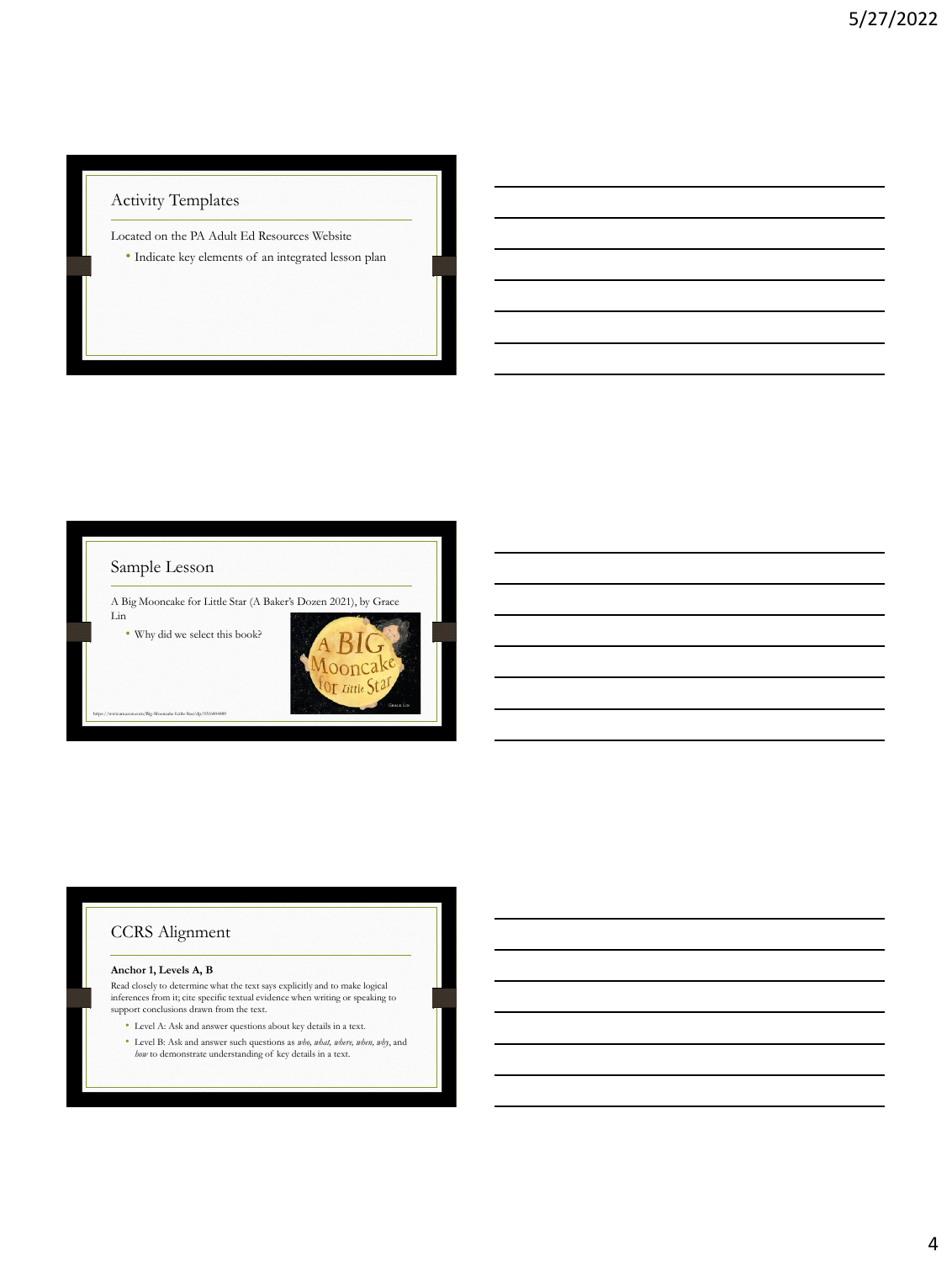## Activity Templates

Located on the PA Adult Ed Resources Website

- Indicate key elements of an integrated lesson plan

## Sample Lesson

A Big Mooncake for Little Star (A Baker's Dozen 2021), by Grace Lin

- Why did we select this book?

https://www.amazon.com/Big-Mooncake-Little-Star/dp/0316404489

## CCRS Alignment

**Anchor 1, Levels A, B**

Read closely to determine what the text says explicitly and to make logical inferences from it; cite specific textual evidence when writing or speaking to support conclusions drawn from the text.

- Level A: Ask and answer questions about key details in a text.
- Level B: Ask and answer such questions as *who, what, where, when, why*, and *how* to demonstrate understanding of key details in a text.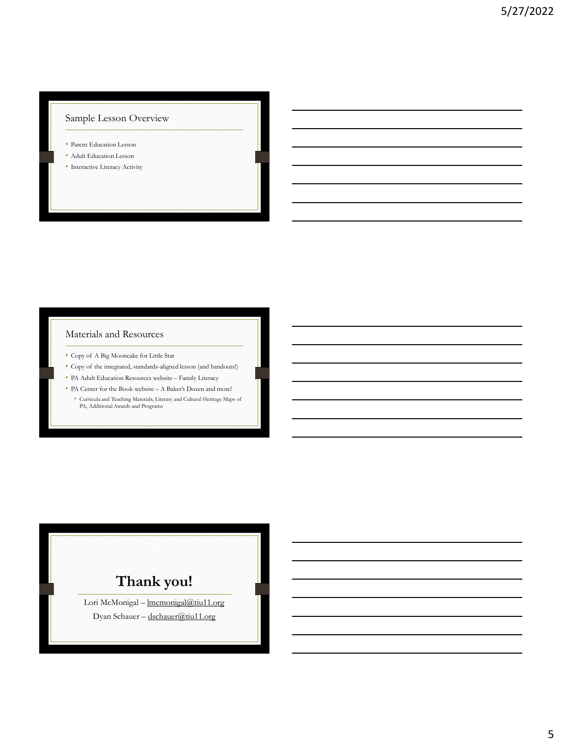## Sample Lesson Overview

- Parent Education Lesson
- Adult Education Lesson
- Interactive Literacy Activity

## Materials and Resources

- Copy of A Big Mooncake for Little Star
- Copy of the integrated, standards-aligned lesson (and handouts!)
- PA Adult Education Resources website – Family Literacy
- PA Center for the Book website – A Baker's Dozen and more!
  - Curricula and Teaching Materials, Literary and Cultural Heritage Maps of PA, Additional Awards and Programs

# Thank you!

Lori McMonigal – lmcmonigal@tiu11.org

Dyan Schauer – dschauer@tiu11.org